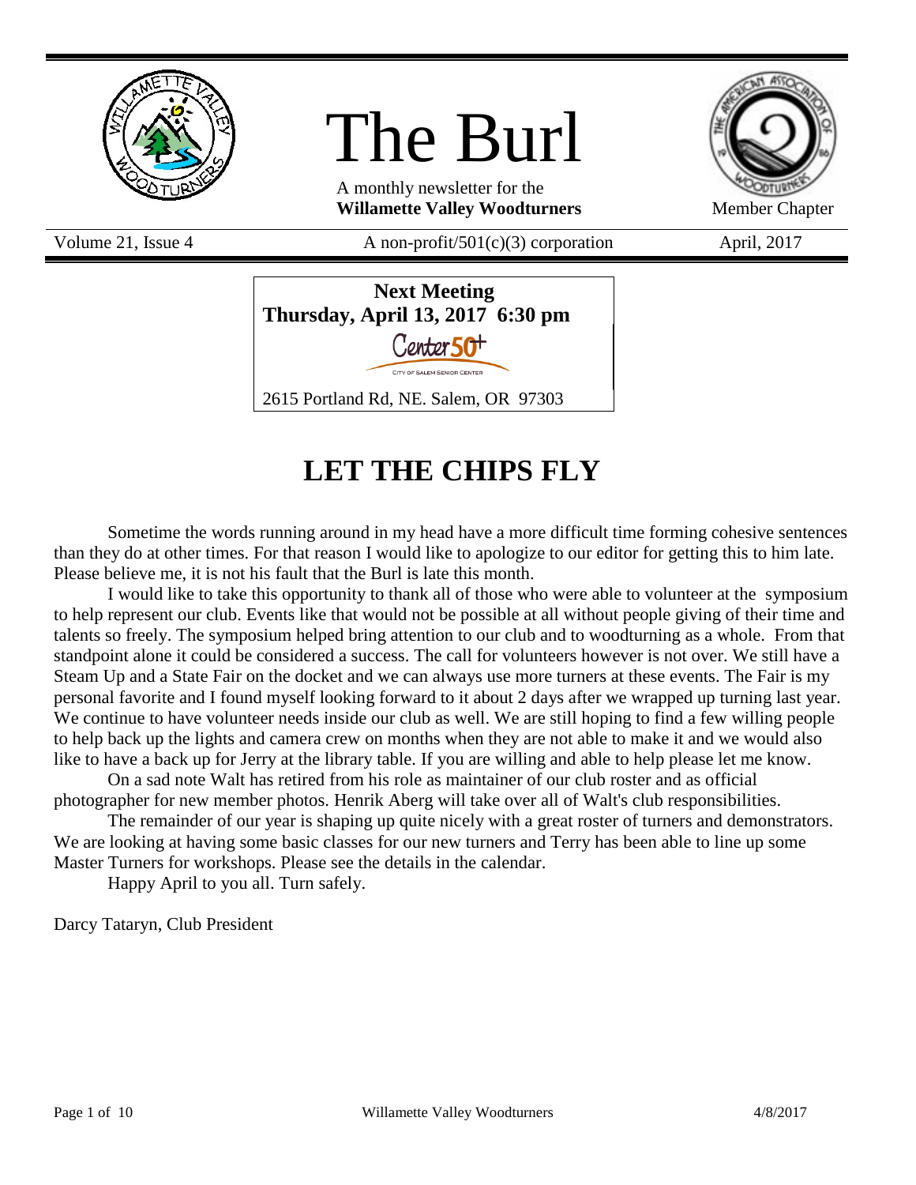# The Burl

A monthly newsletter for the
**Willamette Valley Woodturners**

Member Chapter

Volume 21, Issue 4 | A non-profit/501(c)(3) corporation | April, 2017

**Next Meeting**
**Thursday, April 13, 2017 6:30 pm**

Center 50+
CITY OF SALEM SENIOR CENTER

2615 Portland Rd, NE. Salem, OR 97303

## LET THE CHIPS FLY

Sometime the words running around in my head have a more difficult time forming cohesive sentences than they do at other times. For that reason I would like to apologize to our editor for getting this to him late. Please believe me, it is not his fault that the Burl is late this month.

I would like to take this opportunity to thank all of those who were able to volunteer at the symposium to help represent our club. Events like that would not be possible at all without people giving of their time and talents so freely. The symposium helped bring attention to our club and to woodturning as a whole. From that standpoint alone it could be considered a success. The call for volunteers however is not over. We still have a Steam Up and a State Fair on the docket and we can always use more turners at these events. The Fair is my personal favorite and I found myself looking forward to it about 2 days after we wrapped up turning last year. We continue to have volunteer needs inside our club as well. We are still hoping to find a few willing people to help back up the lights and camera crew on months when they are not able to make it and we would also like to have a back up for Jerry at the library table. If you are willing and able to help please let me know.

On a sad note Walt has retired from his role as maintainer of our club roster and as official photographer for new member photos. Henrik Aberg will take over all of Walt's club responsibilities.

The remainder of our year is shaping up quite nicely with a great roster of turners and demonstrators. We are looking at having some basic classes for our new turners and Terry has been able to line up some Master Turners for workshops. Please see the details in the calendar.

Happy April to you all. Turn safely.

Darcy Tataryn, Club President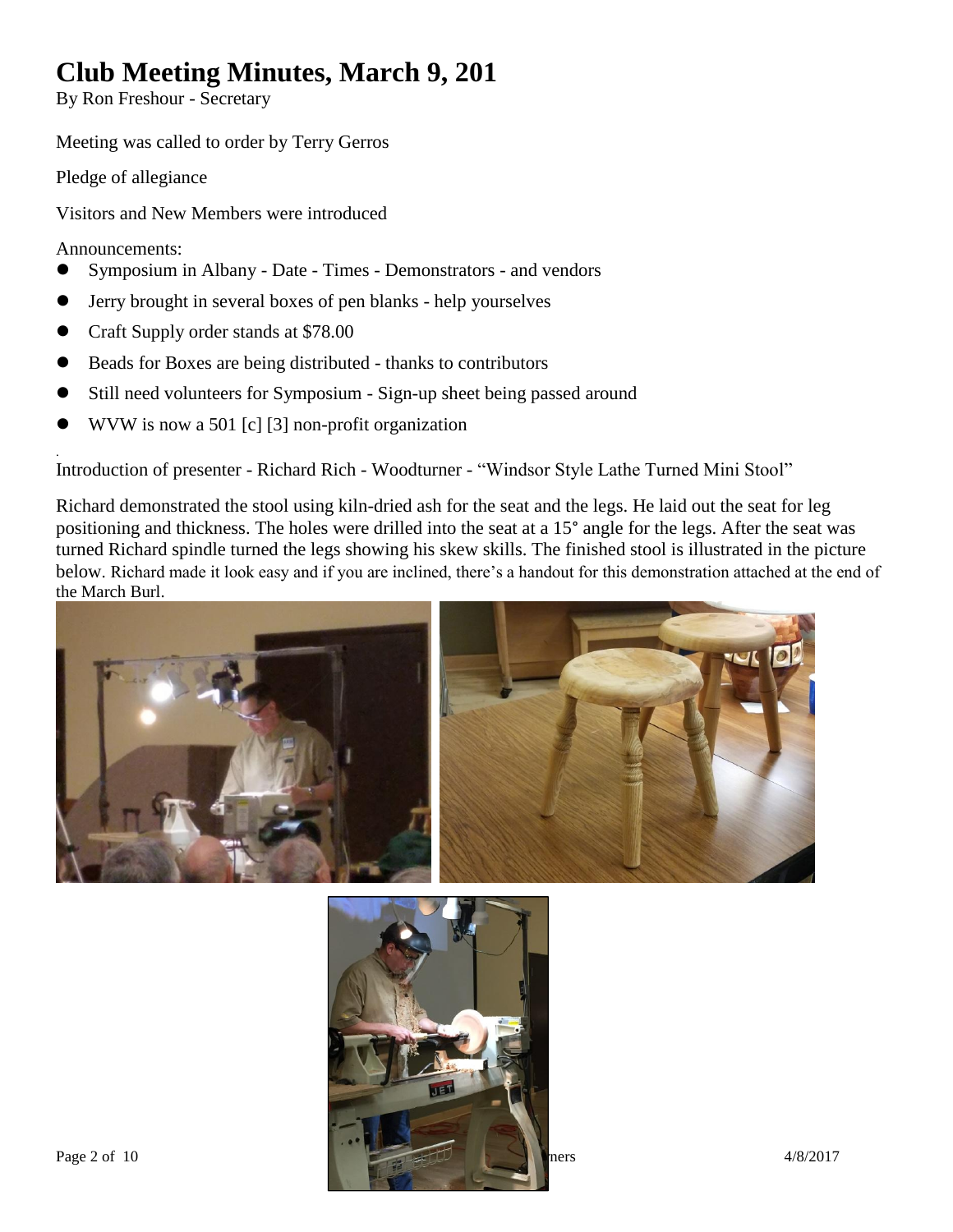# Club Meeting Minutes, March 9, 201

By Ron Freshour - Secretary

Meeting was called to order by Terry Gerros

Pledge of allegiance

Visitors and New Members were introduced

Announcements:

- Symposium in Albany - Date - Times - Demonstrators - and vendors
- Jerry brought in several boxes of pen blanks - help yourselves
- Craft Supply order stands at $78.00
- Beads for Boxes are being distributed - thanks to contributors
- Still need volunteers for Symposium - Sign-up sheet being passed around
- WVW is now a 501 [c] [3] non-profit organization

Introduction of presenter - Richard Rich - Woodturner - "Windsor Style Lathe Turned Mini Stool"

Richard demonstrated the stool using kiln-dried ash for the seat and the legs. He laid out the seat for leg positioning and thickness. The holes were drilled into the seat at a 15° angle for the legs. After the seat was turned Richard spindle turned the legs showing his skew skills. The finished stool is illustrated in the picture below. Richard made it look easy and if you are inclined, there's a handout for this demonstration attached at the end of the March Burl.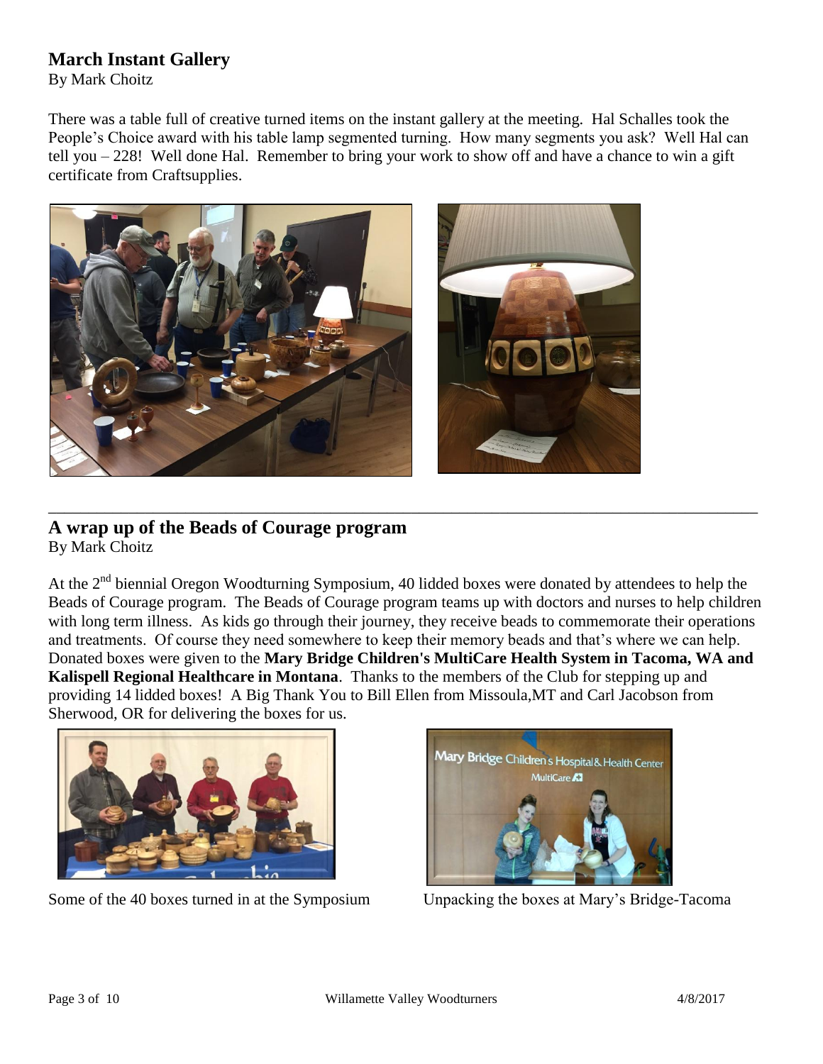## March Instant Gallery

By Mark Choitz

There was a table full of creative turned items on the instant gallery at the meeting. Hal Schalles took the People's Choice award with his table lamp segmented turning. How many segments you ask? Well Hal can tell you – 228! Well done Hal. Remember to bring your work to show off and have a chance to win a gift certificate from Craftsupplies.

---

## A wrap up of the Beads of Courage program

By Mark Choitz

At the 2nd biennial Oregon Woodturning Symposium, 40 lidded boxes were donated by attendees to help the Beads of Courage program. The Beads of Courage program teams up with doctors and nurses to help children with long term illness. As kids go through their journey, they receive beads to commemorate their operations and treatments. Of course they need somewhere to keep their memory beads and that's where we can help. Donated boxes were given to the **Mary Bridge Children's MultiCare Health System in Tacoma, WA and Kalispell Regional Healthcare in Montana**. Thanks to the members of the Club for stepping up and providing 14 lidded boxes! A Big Thank You to Bill Ellen from Missoula,MT and Carl Jacobson from Sherwood, OR for delivering the boxes for us.

Some of the 40 boxes turned in at the Symposium

Unpacking the boxes at Mary's Bridge-Tacoma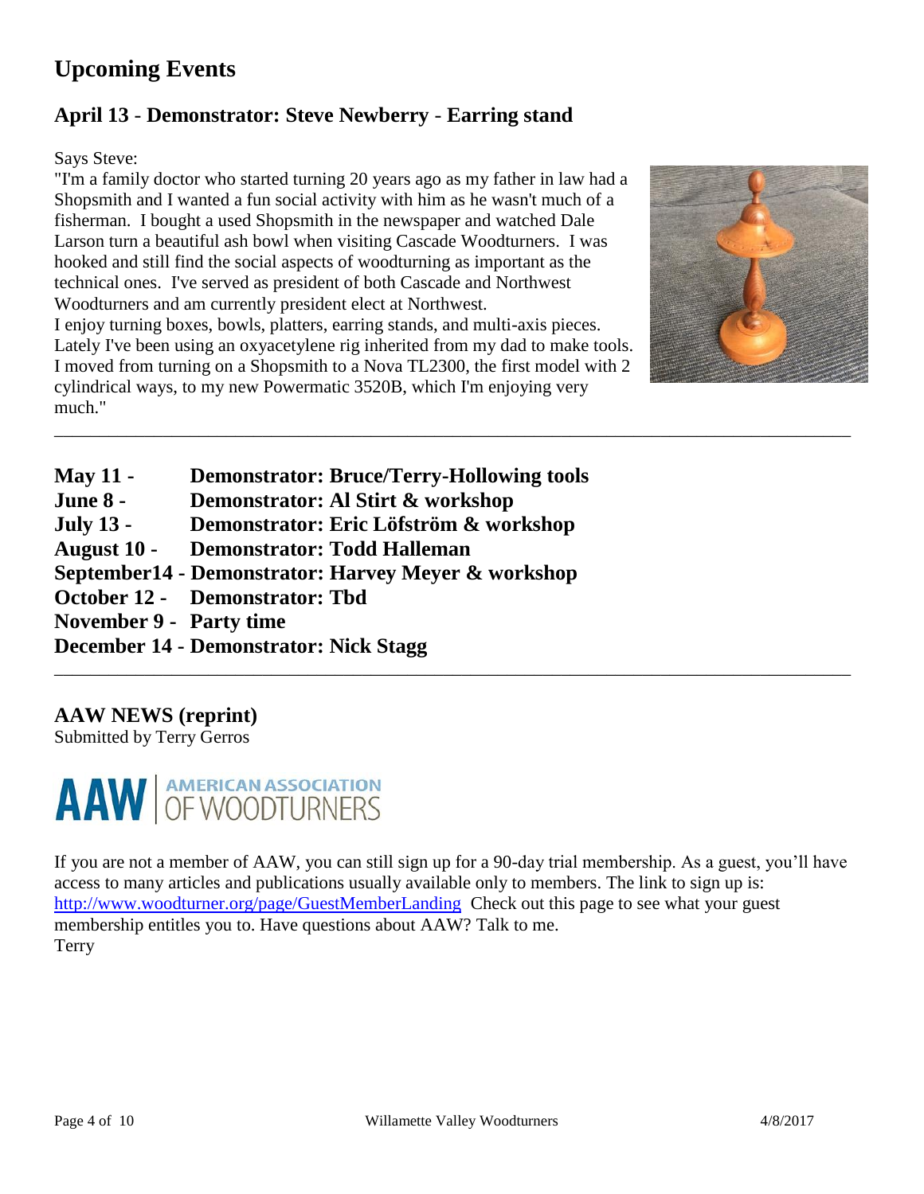# Upcoming Events

## April 13 - Demonstrator: Steve Newberry - Earring stand

Says Steve:

"I'm a family doctor who started turning 20 years ago as my father in law had a Shopsmith and I wanted a fun social activity with him as he wasn't much of a fisherman. I bought a used Shopsmith in the newspaper and watched Dale Larson turn a beautiful ash bowl when visiting Cascade Woodturners. I was hooked and still find the social aspects of woodturning as important as the technical ones. I've served as president of both Cascade and Northwest Woodturners and am currently president elect at Northwest.

I enjoy turning boxes, bowls, platters, earring stands, and multi-axis pieces. Lately I've been using an oxyacetylene rig inherited from my dad to make tools. I moved from turning on a Shopsmith to a Nova TL2300, the first model with 2 cylindrical ways, to my new Powermatic 3520B, which I'm enjoying very much."

---

**May 11 - Demonstrator: Bruce/Terry-Hollowing tools**
**June 8 - Demonstrator: Al Stirt & workshop**
**July 13 - Demonstrator: Eric Löfström & workshop**
**August 10 - Demonstrator: Todd Halleman**
**September14 - Demonstrator: Harvey Meyer & workshop**
**October 12 - Demonstrator: Tbd**
**November 9 - Party time**
**December 14 - Demonstrator: Nick Stagg**

---

## AAW NEWS (reprint)

Submitted by Terry Gerros

**AAW** | AMERICAN ASSOCIATION OF WOODTURNERS

If you are not a member of AAW, you can still sign up for a 90-day trial membership. As a guest, you'll have access to many articles and publications usually available only to members. The link to sign up is: http://www.woodturner.org/page/GuestMemberLanding Check out this page to see what your guest membership entitles you to. Have questions about AAW? Talk to me.

Terry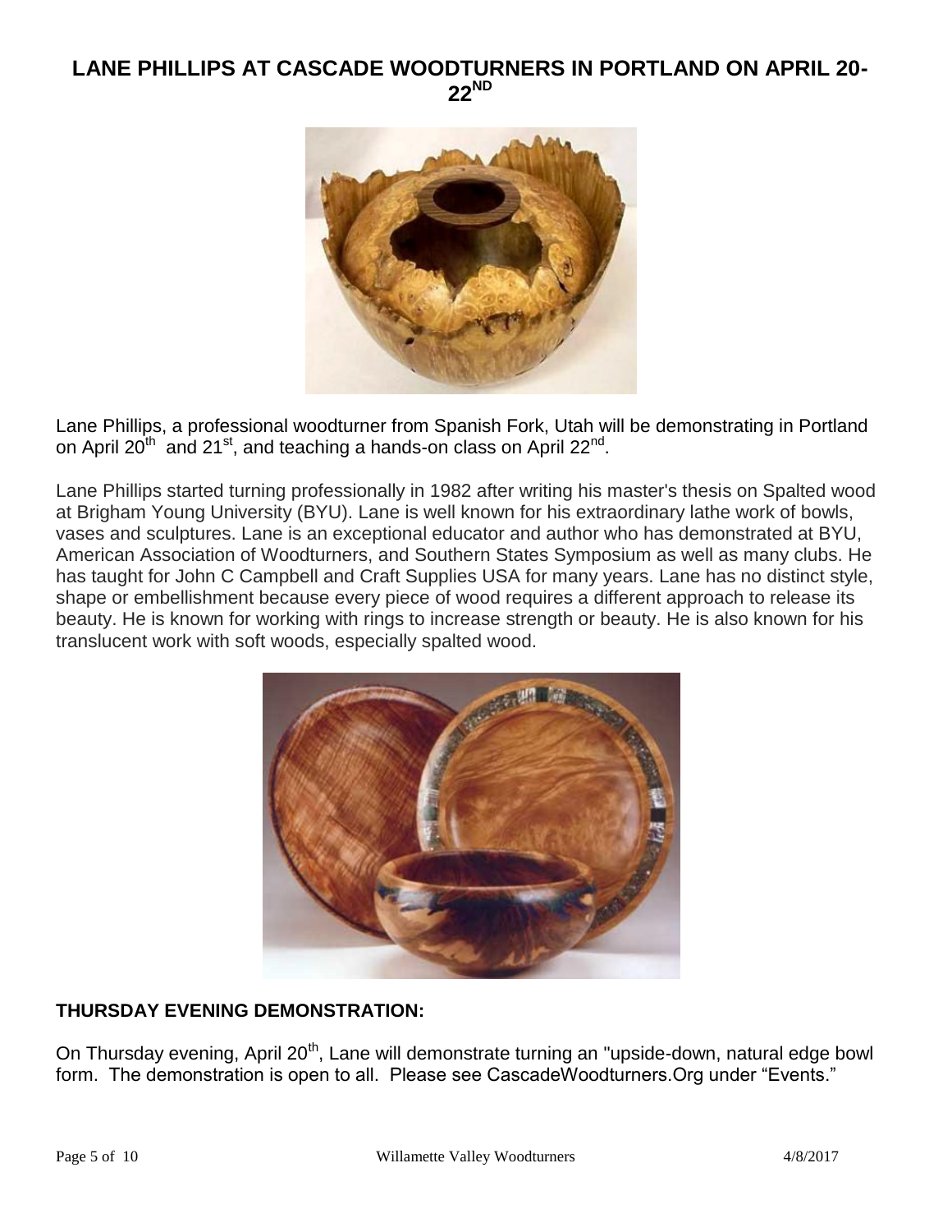## LANE PHILLIPS AT CASCADE WOODTURNERS IN PORTLAND ON APRIL 20-22ND

Lane Phillips, a professional woodturner from Spanish Fork, Utah will be demonstrating in Portland on April 20th and 21st, and teaching a hands-on class on April 22nd.

Lane Phillips started turning professionally in 1982 after writing his master's thesis on Spalted wood at Brigham Young University (BYU). Lane is well known for his extraordinary lathe work of bowls, vases and sculptures. Lane is an exceptional educator and author who has demonstrated at BYU, American Association of Woodturners, and Southern States Symposium as well as many clubs. He has taught for John C Campbell and Craft Supplies USA for many years. Lane has no distinct style, shape or embellishment because every piece of wood requires a different approach to release its beauty. He is known for working with rings to increase strength or beauty. He is also known for his translucent work with soft woods, especially spalted wood.

**THURSDAY EVENING DEMONSTRATION:**

On Thursday evening, April 20th, Lane will demonstrate turning an "upside-down, natural edge bowl form. The demonstration is open to all. Please see CascadeWoodturners.Org under "Events."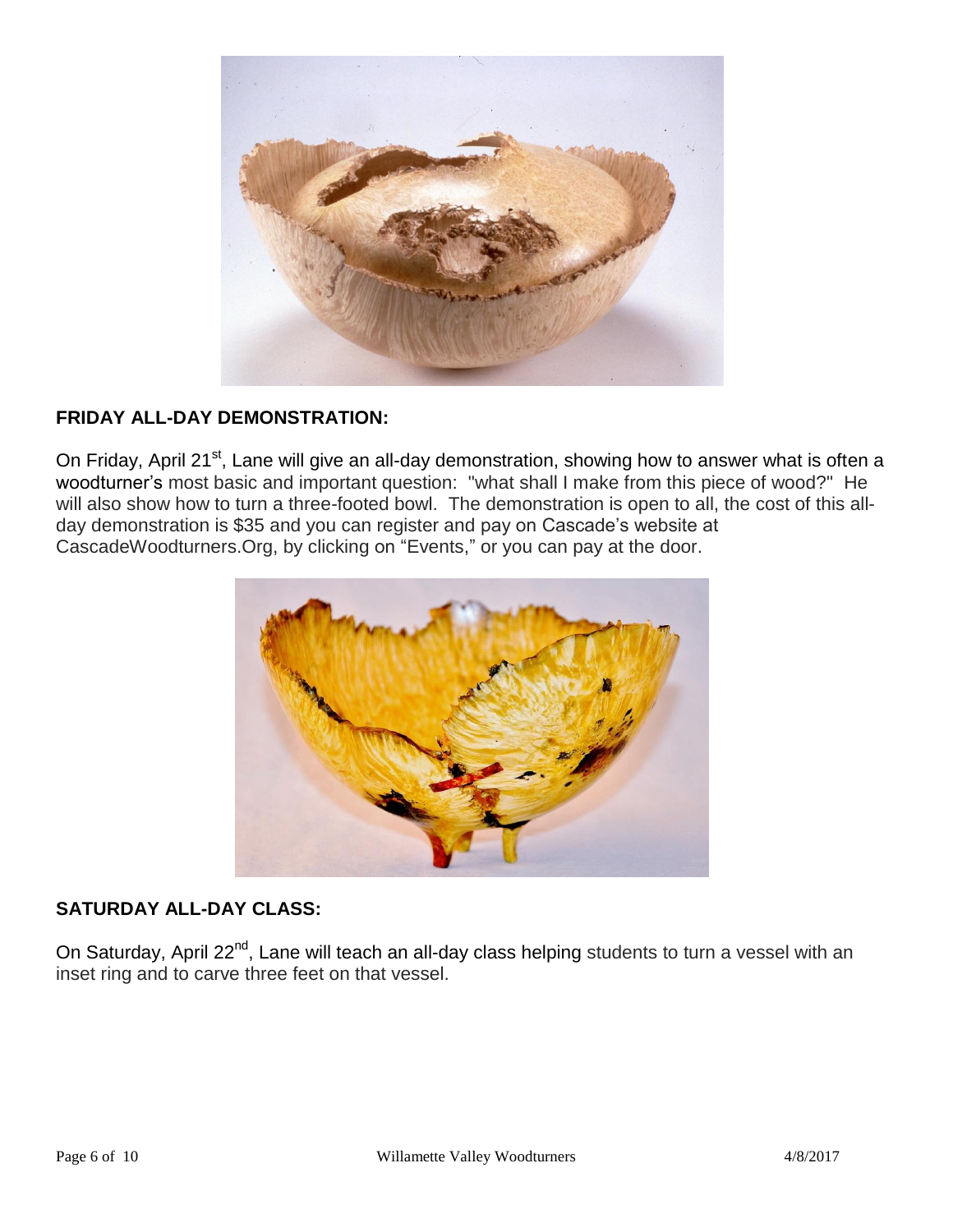## FRIDAY ALL-DAY DEMONSTRATION:

On Friday, April 21st, Lane will give an all-day demonstration, showing how to answer what is often a woodturner's most basic and important question: "what shall I make from this piece of wood?" He will also show how to turn a three-footed bowl. The demonstration is open to all, the cost of this all-day demonstration is $35 and you can register and pay on Cascade's website at CascadeWoodturners.Org, by clicking on "Events," or you can pay at the door.

## SATURDAY ALL-DAY CLASS:

On Saturday, April 22nd, Lane will teach an all-day class helping students to turn a vessel with an inset ring and to carve three feet on that vessel.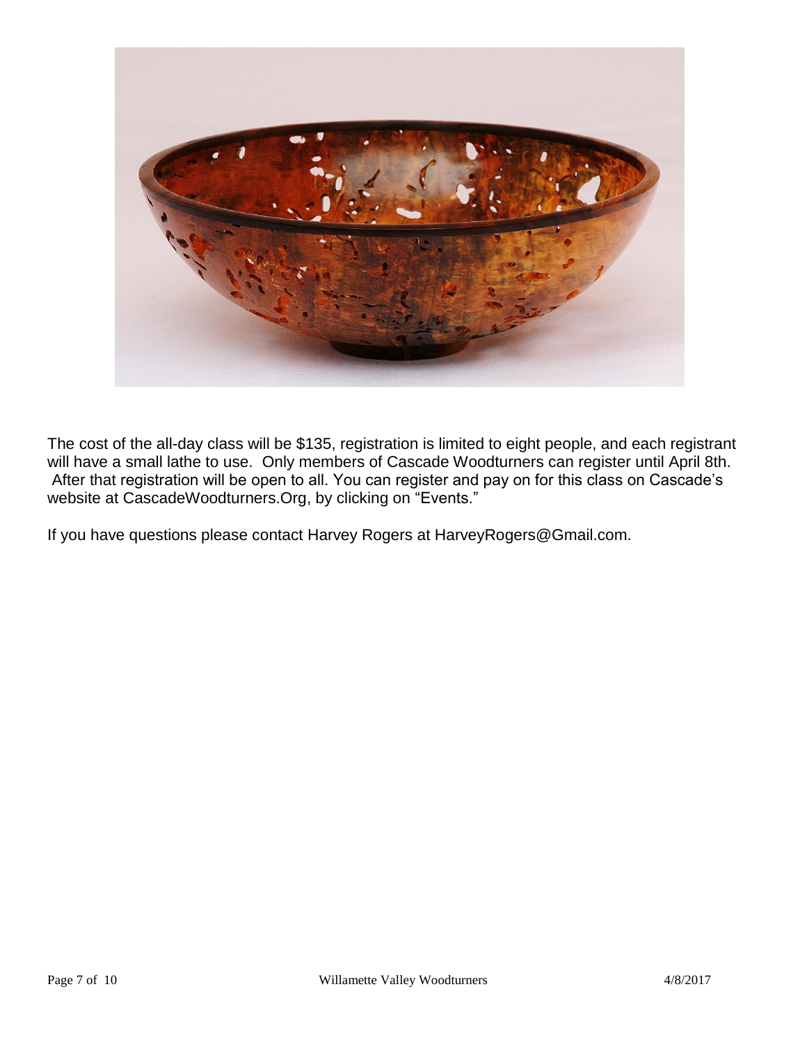The cost of the all-day class will be $135, registration is limited to eight people, and each registrant will have a small lathe to use. Only members of Cascade Woodturners can register until April 8th. After that registration will be open to all. You can register and pay on for this class on Cascade's website at CascadeWoodturners.Org, by clicking on "Events."

If you have questions please contact Harvey Rogers at HarveyRogers@Gmail.com.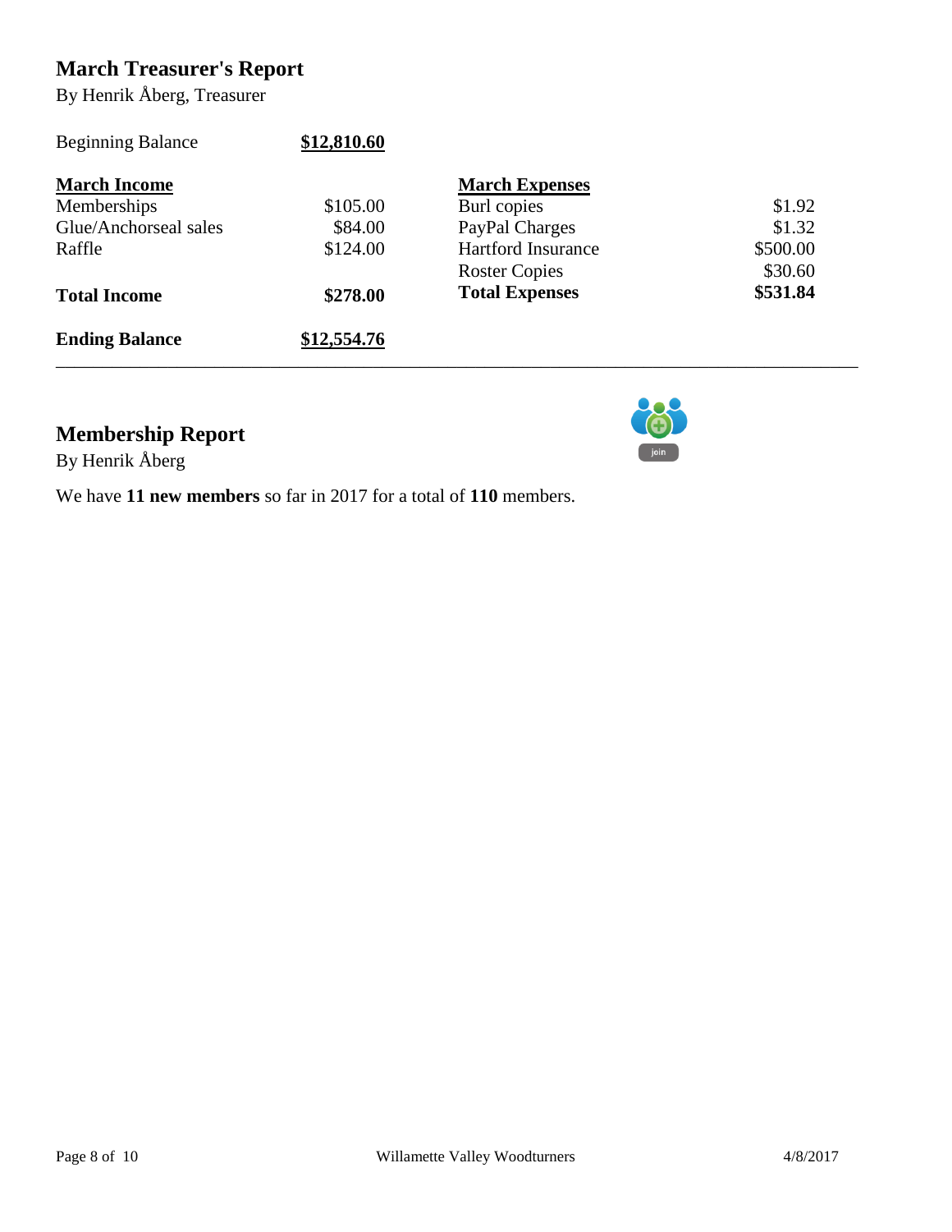## March Treasurer's Report

By Henrik Åberg, Treasurer

| | | | |
|---|---|---|---|
| Beginning Balance | **$12,810.60** | | |
| **March Income** | | **March Expenses** | |
| Memberships | $105.00 | Burl copies | $1.92 |
| Glue/Anchorseal sales | $84.00 | PayPal Charges | $1.32 |
| Raffle | $124.00 | Hartford Insurance | $500.00 |
| | | Roster Copies | $30.60 |
| **Total Income** | **$278.00** | **Total Expenses** | **$531.84** |
| **Ending Balance** | **$12,554.76** | | |

---

## Membership Report

By Henrik Åberg

We have **11 new members** so far in 2017 for a total of **110** members.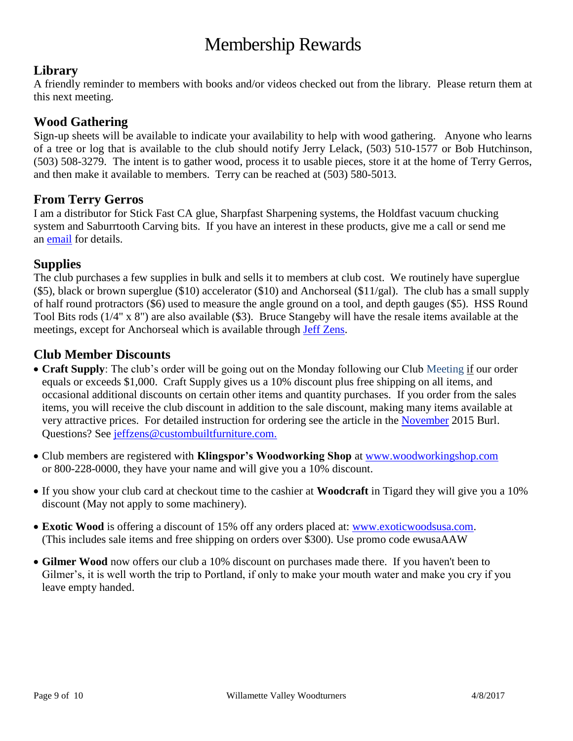# Membership Rewards

## Library

A friendly reminder to members with books and/or videos checked out from the library. Please return them at this next meeting.

## Wood Gathering

Sign-up sheets will be available to indicate your availability to help with wood gathering. Anyone who learns of a tree or log that is available to the club should notify Jerry Lelack, (503) 510-1577 or Bob Hutchinson, (503) 508-3279. The intent is to gather wood, process it to usable pieces, store it at the home of Terry Gerros, and then make it available to members. Terry can be reached at (503) 580-5013.

## From Terry Gerros

I am a distributor for Stick Fast CA glue, Sharpfast Sharpening systems, the Holdfast vacuum chucking system and Saburrtooth Carving bits. If you have an interest in these products, give me a call or send me an email for details.

## Supplies

The club purchases a few supplies in bulk and sells it to members at club cost. We routinely have superglue ($5), black or brown superglue ($10) accelerator ($10) and Anchorseal ($11/gal). The club has a small supply of half round protractors ($6) used to measure the angle ground on a tool, and depth gauges ($5). HSS Round Tool Bits rods (1/4" x 8") are also available ($3). Bruce Stangeby will have the resale items available at the meetings, except for Anchorseal which is available through Jeff Zens.

## Club Member Discounts

- **Craft Supply**: The club's order will be going out on the Monday following our Club Meeting if our order equals or exceeds $1,000. Craft Supply gives us a 10% discount plus free shipping on all items, and occasional additional discounts on certain other items and quantity purchases. If you order from the sales items, you will receive the club discount in addition to the sale discount, making many items available at very attractive prices. For detailed instruction for ordering see the article in the November 2015 Burl. Questions? See jeffzens@custombuiltfurniture.com.
- Club members are registered with **Klingspor's Woodworking Shop** at www.woodworkingshop.com or 800-228-0000, they have your name and will give you a 10% discount.
- If you show your club card at checkout time to the cashier at **Woodcraft** in Tigard they will give you a 10% discount (May not apply to some machinery).
- **Exotic Wood** is offering a discount of 15% off any orders placed at: www.exoticwoodsusa.com. (This includes sale items and free shipping on orders over $300). Use promo code ewusaAAW
- **Gilmer Wood** now offers our club a 10% discount on purchases made there. If you haven't been to Gilmer's, it is well worth the trip to Portland, if only to make your mouth water and make you cry if you leave empty handed.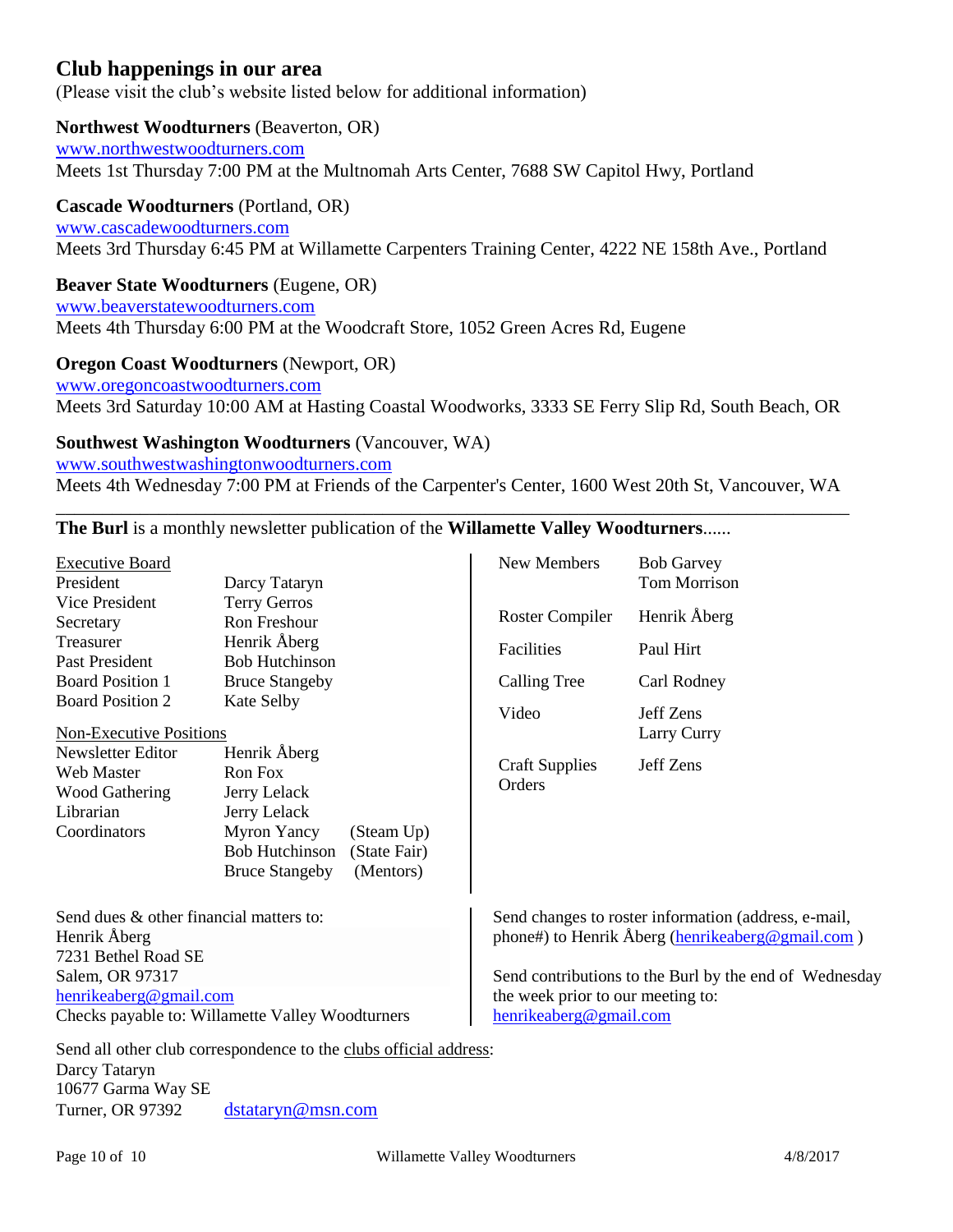## Club happenings in our area

(Please visit the club's website listed below for additional information)

**Northwest Woodturners** (Beaverton, OR)
www.northwestwoodturners.com
Meets 1st Thursday 7:00 PM at the Multnomah Arts Center, 7688 SW Capitol Hwy, Portland

**Cascade Woodturners** (Portland, OR)
www.cascadewoodturners.com
Meets 3rd Thursday 6:45 PM at Willamette Carpenters Training Center, 4222 NE 158th Ave., Portland

**Beaver State Woodturners** (Eugene, OR)
www.beaverstatewoodturners.com
Meets 4th Thursday 6:00 PM at the Woodcraft Store, 1052 Green Acres Rd, Eugene

**Oregon Coast Woodturners** (Newport, OR)
www.oregoncoastwoodturners.com
Meets 3rd Saturday 10:00 AM at Hasting Coastal Woodworks, 3333 SE Ferry Slip Rd, South Beach, OR

**Southwest Washington Woodturners** (Vancouver, WA)
www.southwestwashingtonwoodturners.com
Meets 4th Wednesday 7:00 PM at Friends of the Carpenter's Center, 1600 West 20th St, Vancouver, WA

---

**The Burl** is a monthly newsletter publication of the **Willamette Valley Woodturners**......

Executive Board

| | | |
|---|---|---|
| President | Darcy Tataryn | |
| Vice President | Terry Gerros | |
| Secretary | Ron Freshour | |
| Treasurer | Henrik Åberg | |
| Past President | Bob Hutchinson | |
| Board Position 1 | Bruce Stangeby | |
| Board Position 2 | Kate Selby | |

Non-Executive Positions

| | | |
|---|---|---|
| Newsletter Editor | Henrik Åberg | |
| Web Master | Ron Fox | |
| Wood Gathering | Jerry Lelack | |
| Librarian | Jerry Lelack | |
| Coordinators | Myron Yancy | (Steam Up) |
| | Bob Hutchinson | (State Fair) |
| | Bruce Stangeby | (Mentors) |

| | |
|---|---|
| New Members | Bob Garvey, Tom Morrison |
| Roster Compiler | Henrik Åberg |
| Facilities | Paul Hirt |
| Calling Tree | Carl Rodney |
| Video | Jeff Zens, Larry Curry |
| Craft Supplies Orders | Jeff Zens |

Send dues & other financial matters to:
Henrik Åberg
7231 Bethel Road SE
Salem, OR 97317
henrikeaberg@gmail.com
Checks payable to: Willamette Valley Woodturners

Send changes to roster information (address, e-mail, phone#) to Henrik Åberg (henrikeaberg@gmail.com )

Send contributions to the Burl by the end of Wednesday the week prior to our meeting to:
henrikeaberg@gmail.com

Send all other club correspondence to the clubs official address:
Darcy Tataryn
10677 Garma Way SE
Turner, OR 97392 dstataryn@msn.com